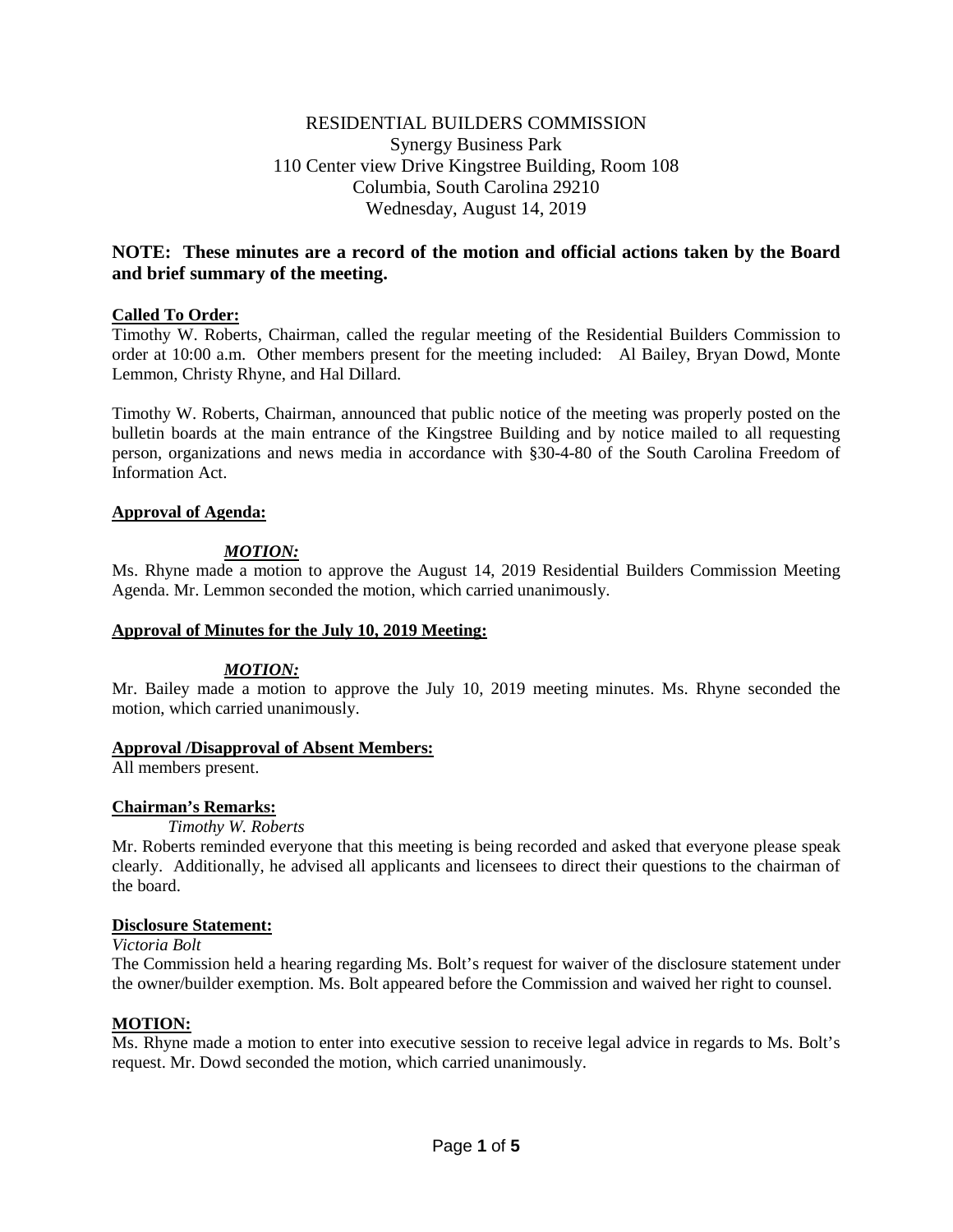RESIDENTIAL BUILDERS COMMISSION
Synergy Business Park
110 Center view Drive Kingstree Building, Room 108
Columbia, South Carolina 29210
Wednesday, August 14, 2019

**NOTE: These minutes are a record of the motion and official actions taken by the Board and brief summary of the meeting.**

**Called To Order:**
Timothy W. Roberts, Chairman, called the regular meeting of the Residential Builders Commission to order at 10:00 a.m. Other members present for the meeting included: Al Bailey, Bryan Dowd, Monte Lemmon, Christy Rhyne, and Hal Dillard.

Timothy W. Roberts, Chairman, announced that public notice of the meeting was properly posted on the bulletin boards at the main entrance of the Kingstree Building and by notice mailed to all requesting person, organizations and news media in accordance with §30-4-80 of the South Carolina Freedom of Information Act.

**Approval of Agenda:**

***MOTION:***
Ms. Rhyne made a motion to approve the August 14, 2019 Residential Builders Commission Meeting Agenda. Mr. Lemmon seconded the motion, which carried unanimously.

**Approval of Minutes for the July 10, 2019 Meeting:**

***MOTION:***
Mr. Bailey made a motion to approve the July 10, 2019 meeting minutes. Ms. Rhyne seconded the motion, which carried unanimously.

**Approval /Disapproval of Absent Members:**
All members present.

**Chairman's Remarks:**
*Timothy W. Roberts*
Mr. Roberts reminded everyone that this meeting is being recorded and asked that everyone please speak clearly. Additionally, he advised all applicants and licensees to direct their questions to the chairman of the board.

**Disclosure Statement:**
*Victoria Bolt*
The Commission held a hearing regarding Ms. Bolt's request for waiver of the disclosure statement under the owner/builder exemption. Ms. Bolt appeared before the Commission and waived her right to counsel.

**MOTION:**
Ms. Rhyne made a motion to enter into executive session to receive legal advice in regards to Ms. Bolt's request. Mr. Dowd seconded the motion, which carried unanimously.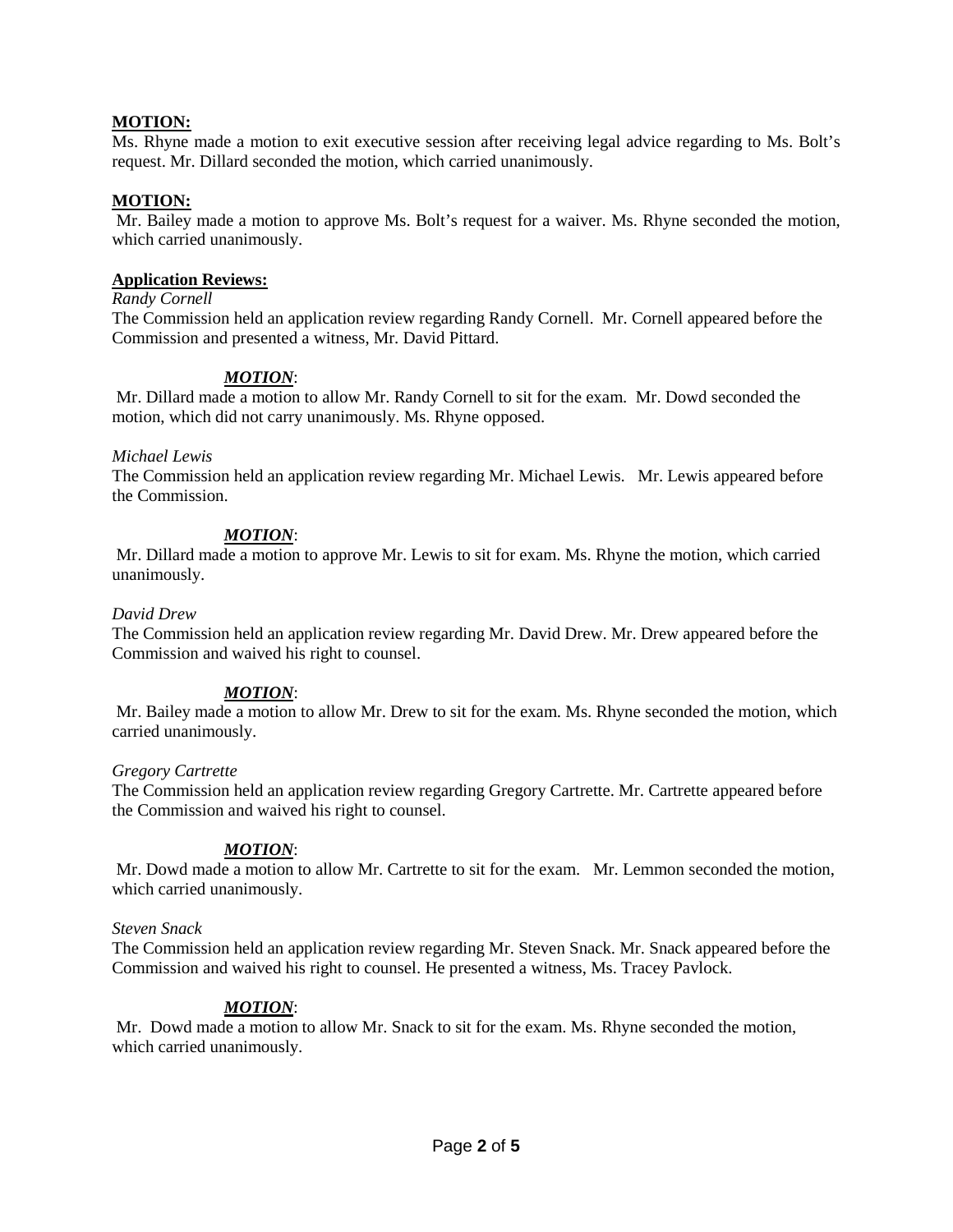**MOTION:**

Ms. Rhyne made a motion to exit executive session after receiving legal advice regarding to Ms. Bolt's request. Mr. Dillard seconded the motion, which carried unanimously.

**MOTION:**

Mr. Bailey made a motion to approve Ms. Bolt's request for a waiver. Ms. Rhyne seconded the motion, which carried unanimously.

**Application Reviews:**

*Randy Cornell*

The Commission held an application review regarding Randy Cornell. Mr. Cornell appeared before the Commission and presented a witness, Mr. David Pittard.

***MOTION***:

Mr. Dillard made a motion to allow Mr. Randy Cornell to sit for the exam. Mr. Dowd seconded the motion, which did not carry unanimously. Ms. Rhyne opposed.

*Michael Lewis*

The Commission held an application review regarding Mr. Michael Lewis. Mr. Lewis appeared before the Commission.

***MOTION***:

Mr. Dillard made a motion to approve Mr. Lewis to sit for exam. Ms. Rhyne the motion, which carried unanimously.

*David Drew*

The Commission held an application review regarding Mr. David Drew. Mr. Drew appeared before the Commission and waived his right to counsel.

***MOTION***:

Mr. Bailey made a motion to allow Mr. Drew to sit for the exam. Ms. Rhyne seconded the motion, which carried unanimously.

*Gregory Cartrette*

The Commission held an application review regarding Gregory Cartrette. Mr. Cartrette appeared before the Commission and waived his right to counsel.

***MOTION***:

Mr. Dowd made a motion to allow Mr. Cartrette to sit for the exam. Mr. Lemmon seconded the motion, which carried unanimously.

*Steven Snack*

The Commission held an application review regarding Mr. Steven Snack. Mr. Snack appeared before the Commission and waived his right to counsel. He presented a witness, Ms. Tracey Pavlock.

***MOTION***:

Mr. Dowd made a motion to allow Mr. Snack to sit for the exam. Ms. Rhyne seconded the motion, which carried unanimously.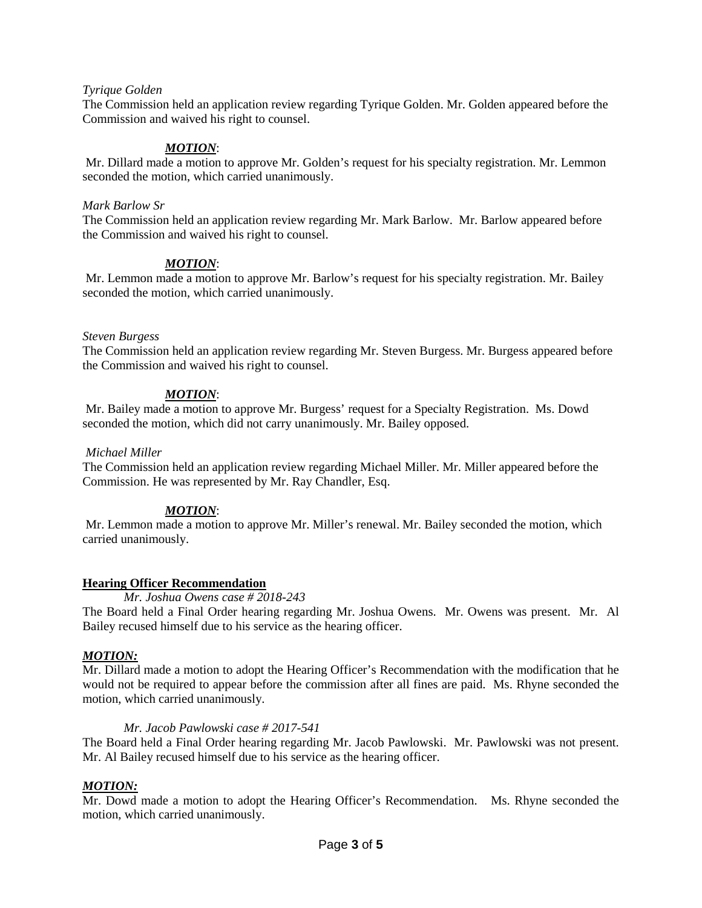*Tyrique Golden*

The Commission held an application review regarding Tyrique Golden. Mr. Golden appeared before the Commission and waived his right to counsel.

***MOTION***:

Mr. Dillard made a motion to approve Mr. Golden's request for his specialty registration. Mr. Lemmon seconded the motion, which carried unanimously.

*Mark Barlow Sr*

The Commission held an application review regarding Mr. Mark Barlow. Mr. Barlow appeared before the Commission and waived his right to counsel.

***MOTION***:

Mr. Lemmon made a motion to approve Mr. Barlow's request for his specialty registration. Mr. Bailey seconded the motion, which carried unanimously.

*Steven Burgess*

The Commission held an application review regarding Mr. Steven Burgess. Mr. Burgess appeared before the Commission and waived his right to counsel.

***MOTION***:

Mr. Bailey made a motion to approve Mr. Burgess' request for a Specialty Registration. Ms. Dowd seconded the motion, which did not carry unanimously. Mr. Bailey opposed.

*Michael Miller*

The Commission held an application review regarding Michael Miller. Mr. Miller appeared before the Commission. He was represented by Mr. Ray Chandler, Esq.

***MOTION***:

Mr. Lemmon made a motion to approve Mr. Miller's renewal. Mr. Bailey seconded the motion, which carried unanimously.

**Hearing Officer Recommendation**

*Mr. Joshua Owens case # 2018-243*

The Board held a Final Order hearing regarding Mr. Joshua Owens. Mr. Owens was present. Mr. Al Bailey recused himself due to his service as the hearing officer.

***MOTION:***

Mr. Dillard made a motion to adopt the Hearing Officer's Recommendation with the modification that he would not be required to appear before the commission after all fines are paid. Ms. Rhyne seconded the motion, which carried unanimously.

*Mr. Jacob Pawlowski case # 2017-541*

The Board held a Final Order hearing regarding Mr. Jacob Pawlowski. Mr. Pawlowski was not present. Mr. Al Bailey recused himself due to his service as the hearing officer.

***MOTION:***

Mr. Dowd made a motion to adopt the Hearing Officer's Recommendation. Ms. Rhyne seconded the motion, which carried unanimously.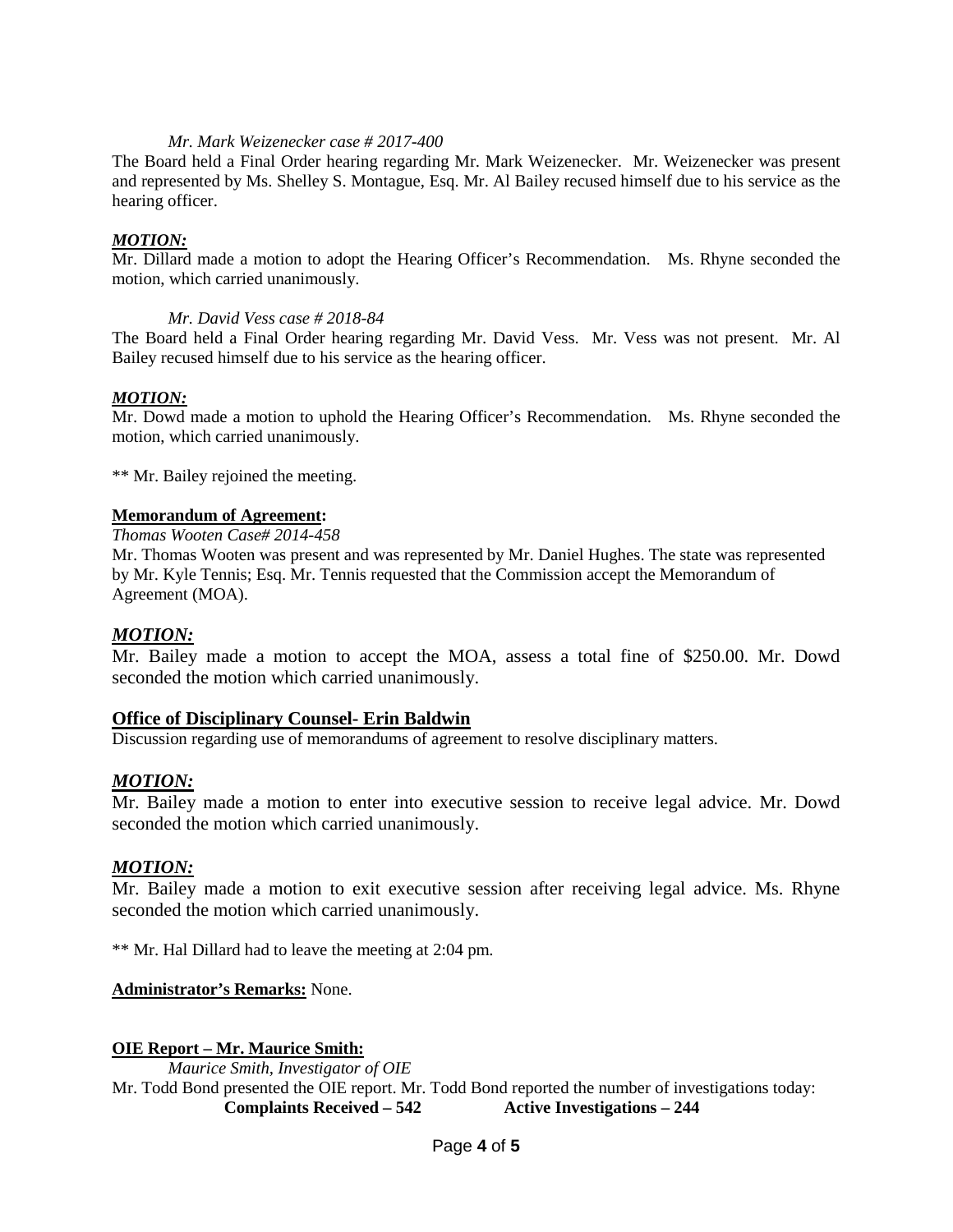*Mr. Mark Weizenecker case # 2017-400*

The Board held a Final Order hearing regarding Mr. Mark Weizenecker. Mr. Weizenecker was present and represented by Ms. Shelley S. Montague, Esq. Mr. Al Bailey recused himself due to his service as the hearing officer.

***MOTION:***

Mr. Dillard made a motion to adopt the Hearing Officer's Recommendation. Ms. Rhyne seconded the motion, which carried unanimously.

*Mr. David Vess case # 2018-84*

The Board held a Final Order hearing regarding Mr. David Vess. Mr. Vess was not present. Mr. Al Bailey recused himself due to his service as the hearing officer.

***MOTION:***

Mr. Dowd made a motion to uphold the Hearing Officer's Recommendation. Ms. Rhyne seconded the motion, which carried unanimously.

** Mr. Bailey rejoined the meeting.

**Memorandum of Agreement:**

*Thomas Wooten Case# 2014-458*

Mr. Thomas Wooten was present and was represented by Mr. Daniel Hughes. The state was represented by Mr. Kyle Tennis; Esq. Mr. Tennis requested that the Commission accept the Memorandum of Agreement (MOA).

***MOTION:***

Mr. Bailey made a motion to accept the MOA, assess a total fine of $250.00. Mr. Dowd seconded the motion which carried unanimously.

**Office of Disciplinary Counsel- Erin Baldwin**

Discussion regarding use of memorandums of agreement to resolve disciplinary matters.

***MOTION:***

Mr. Bailey made a motion to enter into executive session to receive legal advice. Mr. Dowd seconded the motion which carried unanimously.

***MOTION:***

Mr. Bailey made a motion to exit executive session after receiving legal advice. Ms. Rhyne seconded the motion which carried unanimously.

** Mr. Hal Dillard had to leave the meeting at 2:04 pm.

**Administrator's Remarks:** None.

**OIE Report – Mr. Maurice Smith:**

*Maurice Smith, Investigator of OIE*

Mr. Todd Bond presented the OIE report. Mr. Todd Bond reported the number of investigations today:

**Complaints Received – 542** **Active Investigations – 244**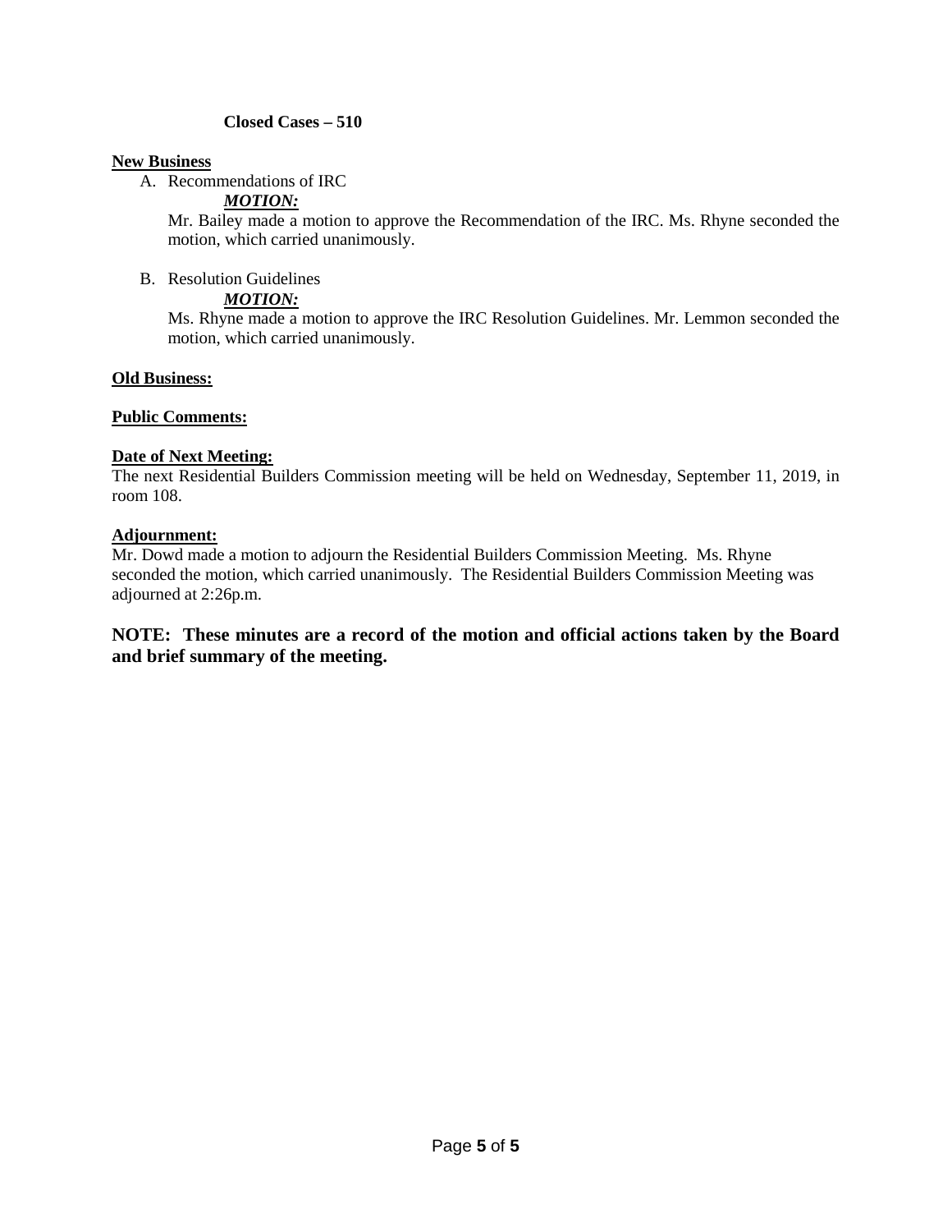**Closed Cases – 510**

**New Business**

A. Recommendations of IRC

***MOTION:***

Mr. Bailey made a motion to approve the Recommendation of the IRC. Ms. Rhyne seconded the motion, which carried unanimously.

B. Resolution Guidelines

***MOTION:***

Ms. Rhyne made a motion to approve the IRC Resolution Guidelines. Mr. Lemmon seconded the motion, which carried unanimously.

**Old Business:**

**Public Comments:**

**Date of Next Meeting:**

The next Residential Builders Commission meeting will be held on Wednesday, September 11, 2019, in room 108.

**Adjournment:**

Mr. Dowd made a motion to adjourn the Residential Builders Commission Meeting. Ms. Rhyne seconded the motion, which carried unanimously. The Residential Builders Commission Meeting was adjourned at 2:26p.m.

**NOTE: These minutes are a record of the motion and official actions taken by the Board and brief summary of the meeting.**